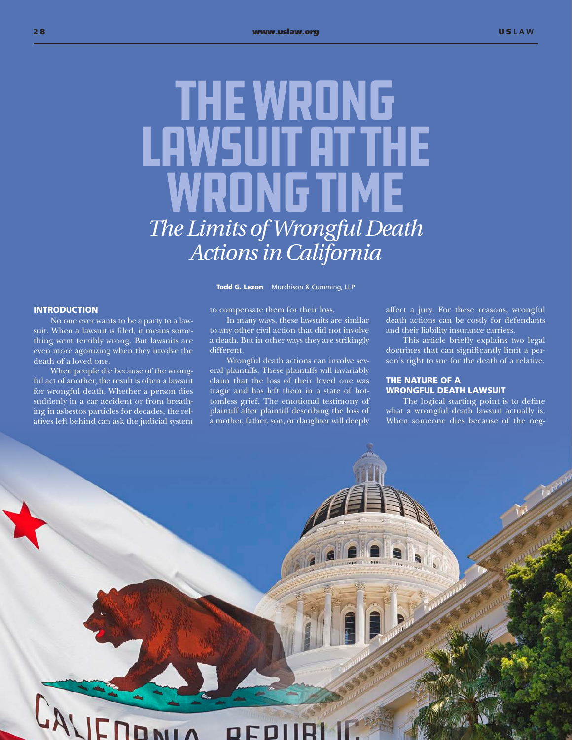# THE WRONG LAWSUIT AT THE WRONG TIME

## *The Limits of Wrongful Death Actions in California*

**Todd G. Lezon** Murchison & Cumming, LLP

### INTRODUCTION

No one ever wants to be a party to a lawsuit. When a lawsuit is filed, it means something went terribly wrong. But lawsuits are even more agonizing when they involve the death of a loved one.

When people die because of the wrongful act of another, the result is often a lawsuit for wrongful death. Whether a person dies suddenly in a car accident or from breathing in asbestos particles for decades, the relatives left behind can ask the judicial system to compensate them for their loss.

In many ways, these lawsuits are similar to any other civil action that did not involve a death. But in other ways they are strikingly different.

Wrongful death actions can involve several plaintiffs. These plaintiffs will invariably claim that the loss of their loved one was tragic and has left them in a state of bottomless grief. The emotional testimony of plaintiff after plaintiff describing the loss of a mother, father, son, or daughter will deeply affect a jury. For these reasons, wrongful death actions can be costly for defendants and their liability insurance carriers.

This article briefly explains two legal doctrines that can significantly limit a person's right to sue for the death of a relative.

### THE NATURE OF A WRONGFUL DEATH LAWSUIT

The logical starting point is to define what a wrongful death lawsuit actually is. When someone dies because of the neg-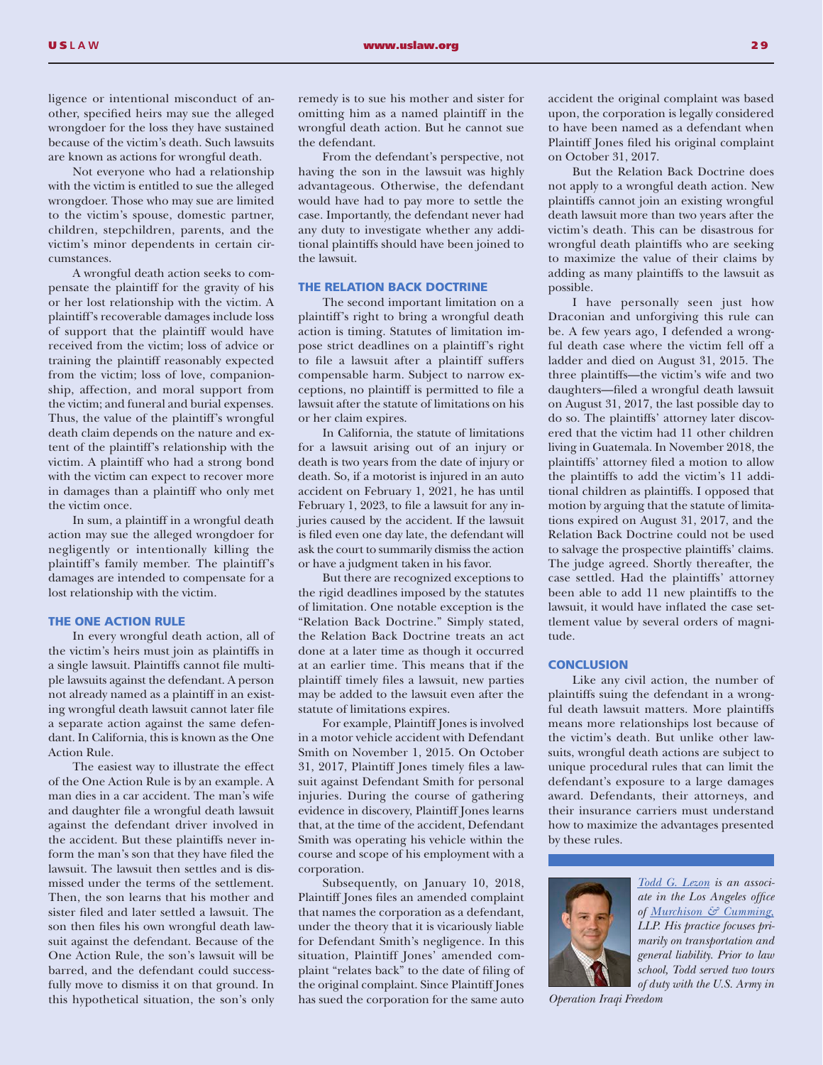ligence or intentional misconduct of another, specified heirs may sue the alleged wrongdoer for the loss they have sustained because of the victim's death. Such lawsuits are known as actions for wrongful death.

Not everyone who had a relationship with the victim is entitled to sue the alleged wrongdoer. Those who may sue are limited to the victim's spouse, domestic partner, children, stepchildren, parents, and the victim's minor dependents in certain circumstances.

A wrongful death action seeks to compensate the plaintiff for the gravity of his or her lost relationship with the victim. A plaintiff's recoverable damages include loss of support that the plaintiff would have received from the victim; loss of advice or training the plaintiff reasonably expected from the victim; loss of love, companionship, affection, and moral support from the victim; and funeral and burial expenses. Thus, the value of the plaintiff's wrongful death claim depends on the nature and extent of the plaintiff's relationship with the victim. A plaintiff who had a strong bond with the victim can expect to recover more in damages than a plaintiff who only met the victim once.

In sum, a plaintiff in a wrongful death action may sue the alleged wrongdoer for negligently or intentionally killing the plaintiff's family member. The plaintiff's damages are intended to compensate for a lost relationship with the victim.

## THE ONE ACTION RULE

In every wrongful death action, all of the victim's heirs must join as plaintiffs in a single lawsuit. Plaintiffs cannot file multiple lawsuits against the defendant. A person not already named as a plaintiff in an existing wrongful death lawsuit cannot later file a separate action against the same defendant. In California, this is known as the One Action Rule.

The easiest way to illustrate the effect of the One Action Rule is by an example. A man dies in a car accident. The man's wife and daughter file a wrongful death lawsuit against the defendant driver involved in the accident. But these plaintiffs never inform the man's son that they have filed the lawsuit. The lawsuit then settles and is dismissed under the terms of the settlement. Then, the son learns that his mother and sister filed and later settled a lawsuit. The son then files his own wrongful death lawsuit against the defendant. Because of the One Action Rule, the son's lawsuit will be barred, and the defendant could successfully move to dismiss it on that ground. In this hypothetical situation, the son's only remedy is to sue his mother and sister for omitting him as a named plaintiff in the wrongful death action. But he cannot sue the defendant.

From the defendant's perspective, not having the son in the lawsuit was highly advantageous. Otherwise, the defendant would have had to pay more to settle the case. Importantly, the defendant never had any duty to investigate whether any additional plaintiffs should have been joined to the lawsuit.

## THE RELATION BACK DOCTRINE

The second important limitation on a plaintiff's right to bring a wrongful death action is timing. Statutes of limitation impose strict deadlines on a plaintiff's right to file a lawsuit after a plaintiff suffers compensable harm. Subject to narrow exceptions, no plaintiff is permitted to file a lawsuit after the statute of limitations on his or her claim expires.

In California, the statute of limitations for a lawsuit arising out of an injury or death is two years from the date of injury or death. So, if a motorist is injured in an auto accident on February 1, 2021, he has until February 1, 2023, to file a lawsuit for any injuries caused by the accident. If the lawsuit is filed even one day late, the defendant will ask the court to summarily dismiss the action or have a judgment taken in his favor.

But there are recognized exceptions to the rigid deadlines imposed by the statutes of limitation. One notable exception is the "Relation Back Doctrine." Simply stated, the Relation Back Doctrine treats an act done at a later time as though it occurred at an earlier time. This means that if the plaintiff timely files a lawsuit, new parties may be added to the lawsuit even after the statute of limitations expires.

For example, Plaintiff Jones is involved in a motor vehicle accident with Defendant Smith on November 1, 2015. On October 31, 2017, Plaintiff Jones timely files a lawsuit against Defendant Smith for personal injuries. During the course of gathering evidence in discovery, Plaintiff Jones learns that, at the time of the accident, Defendant Smith was operating his vehicle within the course and scope of his employment with a corporation.

Subsequently, on January 10, 2018, Plaintiff Jones files an amended complaint that names the corporation as a defendant, under the theory that it is vicariously liable for Defendant Smith's negligence. In this situation, Plaintiff Jones' amended complaint "relates back" to the date of filing of the original complaint. Since Plaintiff Jones has sued the corporation for the same auto accident the original complaint was based upon, the corporation is legally considered to have been named as a defendant when Plaintiff Jones filed his original complaint on October 31, 2017.

But the Relation Back Doctrine does not apply to a wrongful death action. New plaintiffs cannot join an existing wrongful death lawsuit more than two years after the victim's death. This can be disastrous for wrongful death plaintiffs who are seeking to maximize the value of their claims by adding as many plaintiffs to the lawsuit as possible.

I have personally seen just how Draconian and unforgiving this rule can be. A few years ago, I defended a wrongful death case where the victim fell off a ladder and died on August 31, 2015. The three plaintiffs—the victim's wife and two daughters—filed a wrongful death lawsuit on August 31, 2017, the last possible day to do so. The plaintiffs' attorney later discovered that the victim had 11 other children living in Guatemala. In November 2018, the plaintiffs' attorney filed a motion to allow the plaintiffs to add the victim's 11 additional children as plaintiffs. I opposed that motion by arguing that the statute of limitations expired on August 31, 2017, and the Relation Back Doctrine could not be used to salvage the prospective plaintiffs' claims. The judge agreed. Shortly thereafter, the case settled. Had the plaintiffs' attorney been able to add 11 new plaintiffs to the lawsuit, it would have inflated the case settlement value by several orders of magnitude.

## CONCLUSION

Like any civil action, the number of plaintiffs suing the defendant in a wrongful death lawsuit matters. More plaintiffs means more relationships lost because of the victim's death. But unlike other lawsuits, wrongful death actions are subject to unique procedural rules that can limit the defendant's exposure to a large damages award. Defendants, their attorneys, and their insurance carriers must understand how to maximize the advantages presented by these rules.

*Todd G. Lezon is an associate in the Los Angeles office of Murchison & Cumming, LLP. His practice focuses primarily on transportation and general liability. Prior to law school, Todd served two tours of duty with the U.S. Army in Operation Iraqi Freedom*